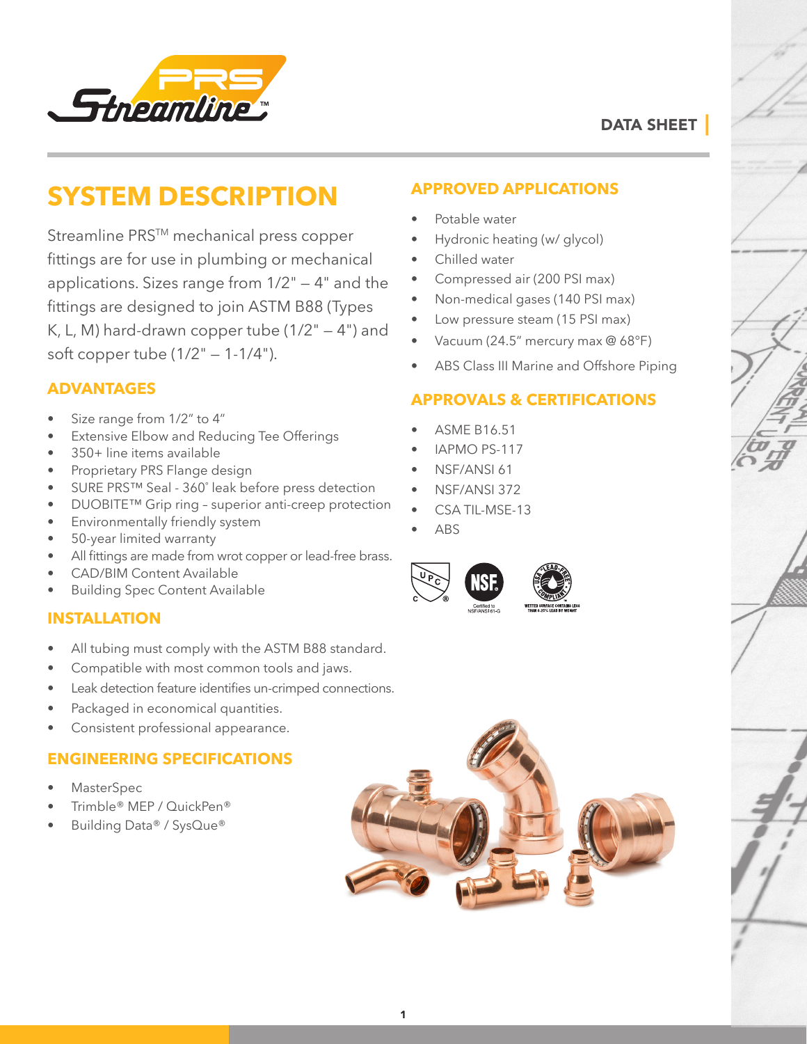# SYSTEM DESCRIPTION

Streamline PRS™ mechanical press copper fittings are for use in plumbing or mechanical applications. Sizes range from 1/2" – 4" and the fittings are designed to join ASTM B88 (Types K, L, M) hard-drawn copper tube (1/2" – 4") and soft copper tube (1/2" – 1-1/4").

## ADVANTAGES

- Size range from 1/2" to 4"
- Extensive Elbow and Reducing Tee Offerings
- 350+ line items available
- Proprietary PRS Flange design
- SURE PRS™ Seal - 360˚ leak before press detection
- DUOBITE™ Grip ring – superior anti-creep protection
- Environmentally friendly system
- 50-year limited warranty
- All fittings are made from wrot copper or lead-free brass.
- CAD/BIM Content Available
- Building Spec Content Available

## INSTALLATION

- All tubing must comply with the ASTM B88 standard.
- Compatible with most common tools and jaws.
- Leak detection feature identifies un-crimped connections.
- Packaged in economical quantities.
- Consistent professional appearance.

## ENGINEERING SPECIFICATIONS

- MasterSpec
- Trimble® MEP / QuickPen®
- Building Data® / SysQue®

## APPROVED APPLICATIONS

- Potable water
- Hydronic heating (w/ glycol)
- Chilled water
- Compressed air (200 PSI max)
- Non-medical gases (140 PSI max)
- Low pressure steam (15 PSI max)
- Vacuum (24.5" mercury max @ 68°F)
- ABS Class III Marine and Offshore Piping

## APPROVALS & CERTIFICATIONS

- ASME B16.51
- IAPMO PS-117
- NSF/ANSI 61
- NSF/ANSI 372
- CSA TIL-MSE-13
- ABS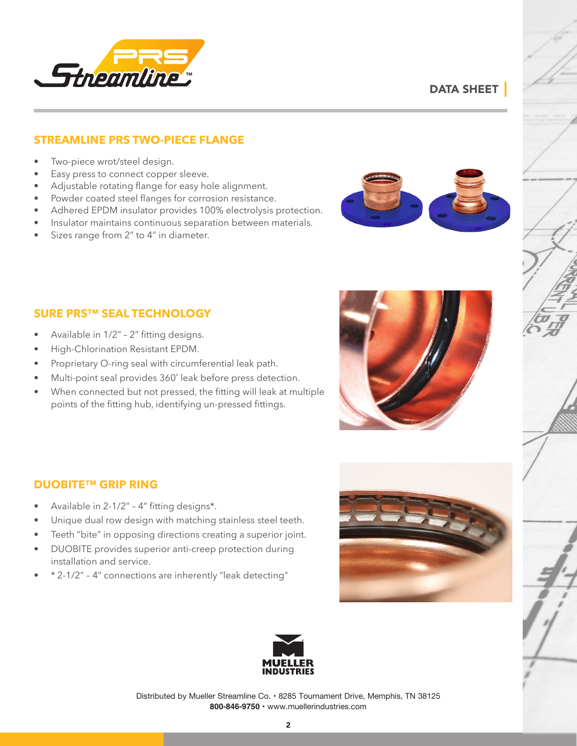DATA SHEET

## STREAMLINE PRS TWO-PIECE FLANGE

- Two-piece wrot/steel design.
- Easy press to connect copper sleeve.
- Adjustable rotating flange for easy hole alignment.
- Powder coated steel flanges for corrosion resistance.
- Adhered EPDM insulator provides 100% electrolysis protection.
- Insulator maintains continuous separation between materials.
- Sizes range from 2" to 4" in diameter.

## SURE PRS™ SEAL TECHNOLOGY

- Available in 1/2" – 2" fitting designs.
- High-Chlorination Resistant EPDM.
- Proprietary O-ring seal with circumferential leak path.
- Multi-point seal provides 360˚ leak before press detection.
- When connected but not pressed, the fitting will leak at multiple points of the fitting hub, identifying un-pressed fittings.

## DUOBITE™ GRIP RING

- Available in 2-1/2" – 4" fitting designs*.
- Unique dual row design with matching stainless steel teeth.
- Teeth "bite" in opposing directions creating a superior joint.
- DUOBITE provides superior anti-creep protection during installation and service.
- * 2-1/2" – 4" connections are inherently "leak detecting"

MUELLER INDUSTRIES

Distributed by Mueller Streamline Co. • 8285 Tournament Drive, Memphis, TN 38125
**800-846-9750** • www.muellerindustries.com